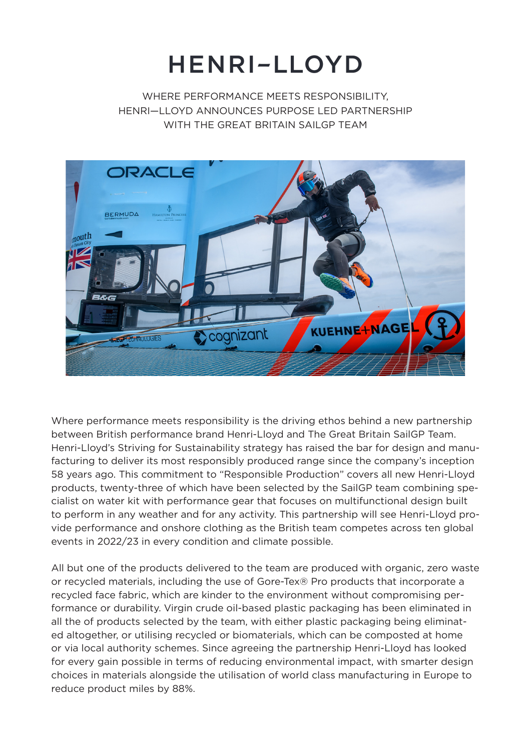# HENRI–LLOYD

WHERE PERFORMANCE MEETS RESPONSIBILITY, HENRI—LLOYD ANNOUNCES PURPOSE LED PARTNERSHIP WITH THE GREAT BRITAIN SAILGP TEAM

Where performance meets responsibility is the driving ethos behind a new partnership between British performance brand Henri-Lloyd and The Great Britain SailGP Team. Henri-Lloyd's Striving for Sustainability strategy has raised the bar for design and manufacturing to deliver its most responsibly produced range since the company's inception 58 years ago. This commitment to "Responsible Production" covers all new Henri-Lloyd products, twenty-three of which have been selected by the SailGP team combining specialist on water kit with performance gear that focuses on multifunctional design built to perform in any weather and for any activity. This partnership will see Henri-Lloyd provide performance and onshore clothing as the British team competes across ten global events in 2022/23 in every condition and climate possible.

All but one of the products delivered to the team are produced with organic, zero waste or recycled materials, including the use of Gore-Tex® Pro products that incorporate a recycled face fabric, which are kinder to the environment without compromising performance or durability. Virgin crude oil-based plastic packaging has been eliminated in all the of products selected by the team, with either plastic packaging being eliminated altogether, or utilising recycled or biomaterials, which can be composted at home or via local authority schemes. Since agreeing the partnership Henri-Lloyd has looked for every gain possible in terms of reducing environmental impact, with smarter design choices in materials alongside the utilisation of world class manufacturing in Europe to reduce product miles by 88%.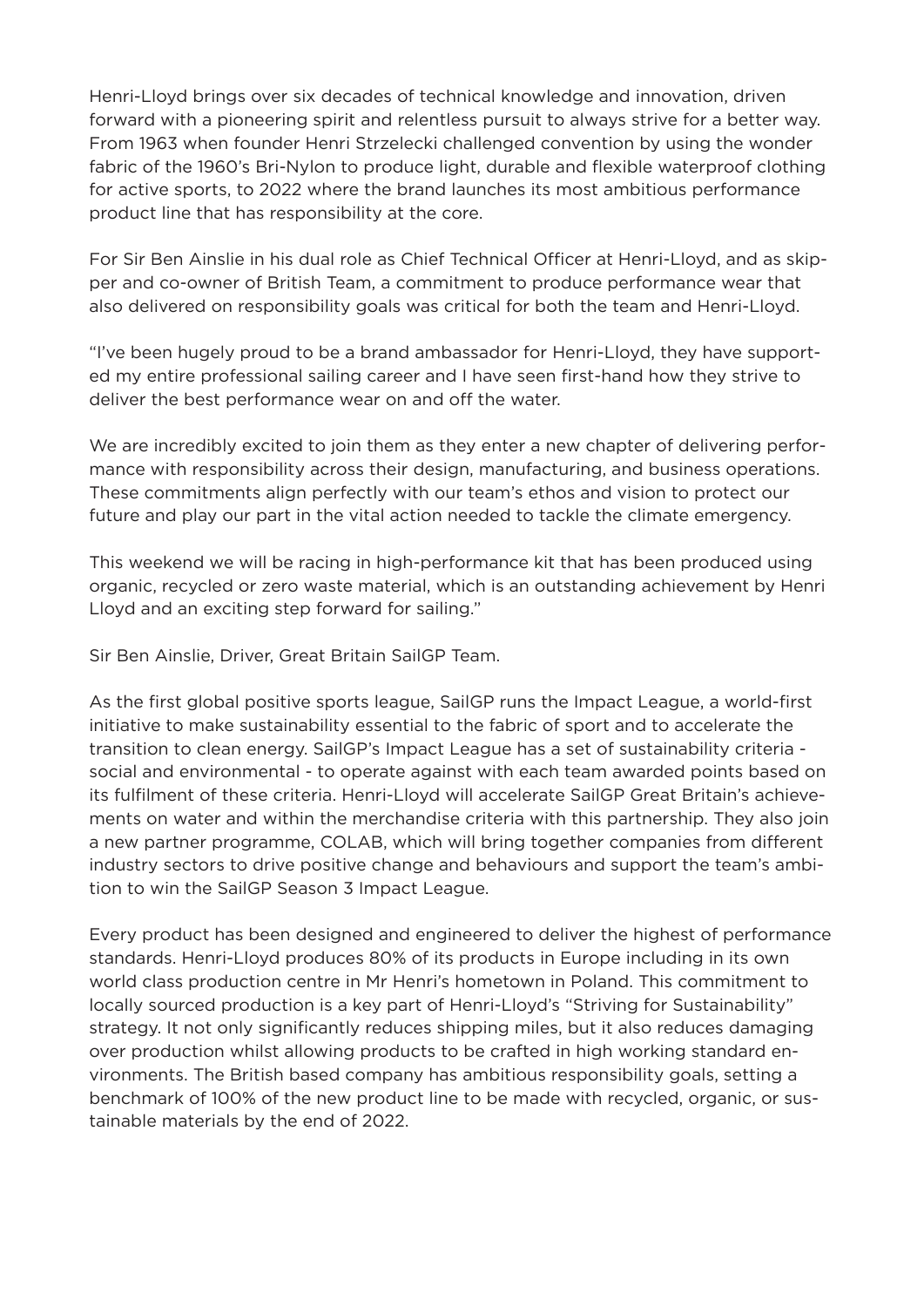Henri-Lloyd brings over six decades of technical knowledge and innovation, driven forward with a pioneering spirit and relentless pursuit to always strive for a better way. From 1963 when founder Henri Strzelecki challenged convention by using the wonder fabric of the 1960's Bri-Nylon to produce light, durable and flexible waterproof clothing for active sports, to 2022 where the brand launches its most ambitious performance product line that has responsibility at the core.

For Sir Ben Ainslie in his dual role as Chief Technical Officer at Henri-Lloyd, and as skipper and co-owner of British Team, a commitment to produce performance wear that also delivered on responsibility goals was critical for both the team and Henri-Lloyd.

"I've been hugely proud to be a brand ambassador for Henri-Lloyd, they have supported my entire professional sailing career and I have seen first-hand how they strive to deliver the best performance wear on and off the water.

We are incredibly excited to join them as they enter a new chapter of delivering performance with responsibility across their design, manufacturing, and business operations. These commitments align perfectly with our team's ethos and vision to protect our future and play our part in the vital action needed to tackle the climate emergency.

This weekend we will be racing in high-performance kit that has been produced using organic, recycled or zero waste material, which is an outstanding achievement by Henri Lloyd and an exciting step forward for sailing."

Sir Ben Ainslie, Driver, Great Britain SailGP Team.

As the first global positive sports league, SailGP runs the Impact League, a world-first initiative to make sustainability essential to the fabric of sport and to accelerate the transition to clean energy. SailGP's Impact League has a set of sustainability criteria - social and environmental - to operate against with each team awarded points based on its fulfilment of these criteria. Henri-Lloyd will accelerate SailGP Great Britain's achievements on water and within the merchandise criteria with this partnership. They also join a new partner programme, COLAB, which will bring together companies from different industry sectors to drive positive change and behaviours and support the team's ambition to win the SailGP Season 3 Impact League.

Every product has been designed and engineered to deliver the highest of performance standards. Henri-Lloyd produces 80% of its products in Europe including in its own world class production centre in Mr Henri's hometown in Poland. This commitment to locally sourced production is a key part of Henri-Lloyd's "Striving for Sustainability" strategy. It not only significantly reduces shipping miles, but it also reduces damaging over production whilst allowing products to be crafted in high working standard environments. The British based company has ambitious responsibility goals, setting a benchmark of 100% of the new product line to be made with recycled, organic, or sustainable materials by the end of 2022.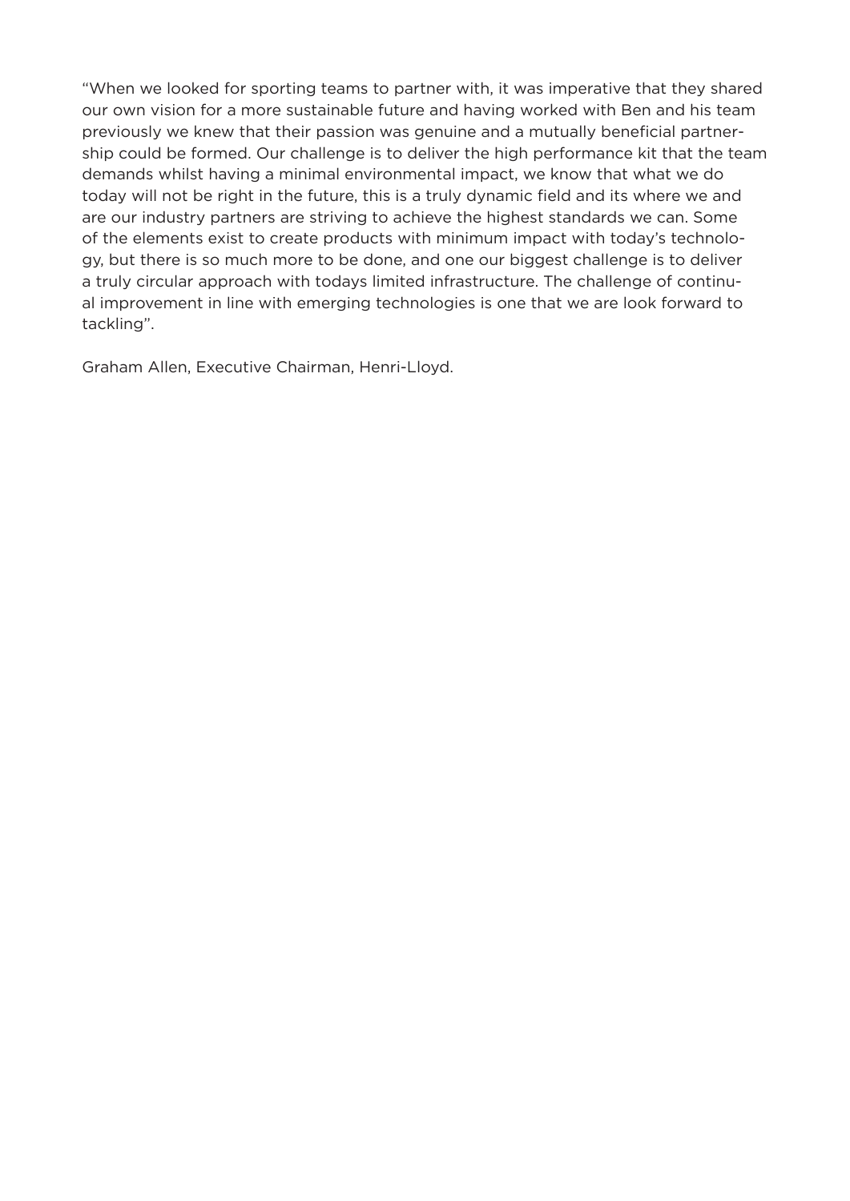"When we looked for sporting teams to partner with, it was imperative that they shared our own vision for a more sustainable future and having worked with Ben and his team previously we knew that their passion was genuine and a mutually beneficial partnership could be formed. Our challenge is to deliver the high performance kit that the team demands whilst having a minimal environmental impact, we know that what we do today will not be right in the future, this is a truly dynamic field and its where we and are our industry partners are striving to achieve the highest standards we can. Some of the elements exist to create products with minimum impact with today's technology, but there is so much more to be done, and one our biggest challenge is to deliver a truly circular approach with todays limited infrastructure. The challenge of continual improvement in line with emerging technologies is one that we are look forward to tackling".

Graham Allen, Executive Chairman, Henri-Lloyd.